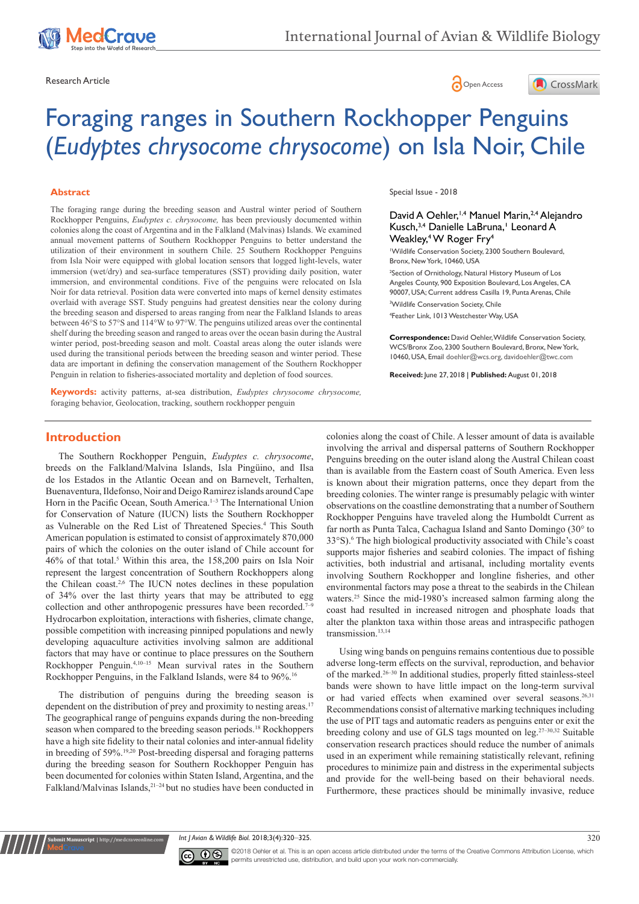Research Article

# Foraging ranges in Southern Rockhopper Penguins (*Eudyptes chrysocome chrysocome*) on Isla Noir, Chile

Special Issue - 2018

David A Oehler,[1,4] Manuel Marin,[2,4] Alejandro Kusch,[3,4] Danielle LaBruna,[1] Leonard A Weakley,[4] W Roger Fry[4]

[1]Wildlife Conservation Society, 2300 Southern Boulevard, Bronx, New York, 10460, USA

[2]Section of Ornithology, Natural History Museum of Los Angeles County, 900 Exposition Boulevard, Los Angeles, CA 90007, USA; Current address Casilla 19, Punta Arenas, Chile

[3]Wildlife Conservation Society, Chile

[4]Feather Link, 1013 Westchester Way, USA

**Correspondence:** David Oehler, Wildlife Conservation Society, WCS/Bronx Zoo, 2300 Southern Boulevard, Bronx, New York, 10460, USA, Email doehler@wcs.org, davidoehler@twc.com

**Received:** June 27, 2018 | **Published:** August 01, 2018

## Abstract

The foraging range during the breeding season and Austral winter period of Southern Rockhopper Penguins, *Eudyptes c. chrysocome,* has been previously documented within colonies along the coast of Argentina and in the Falkland (Malvinas) Islands. We examined annual movement patterns of Southern Rockhopper Penguins to better understand the utilization of their environment in southern Chile. 25 Southern Rockhopper Penguins from Isla Noir were equipped with global location sensors that logged light-levels, water immersion (wet/dry) and sea-surface temperatures (SST) providing daily position, water immersion, and environmental conditions. Five of the penguins were relocated on Isla Noir for data retrieval. Position data were converted into maps of kernel density estimates overlaid with average SST. Study penguins had greatest densities near the colony during the breeding season and dispersed to areas ranging from near the Falkland Islands to areas between 46°S to 57°S and 114°W to 97°W. The penguins utilized areas over the continental shelf during the breeding season and ranged to areas over the ocean basin during the Austral winter period, post-breeding season and molt. Coastal areas along the outer islands were used during the transitional periods between the breeding season and winter period. These data are important in defining the conservation management of the Southern Rockhopper Penguin in relation to fisheries-associated mortality and depletion of food sources.

**Keywords:** activity patterns, at-sea distribution, *Eudyptes chrysocome chrysocome,* foraging behavior, Geolocation, tracking, southern rockhopper penguin

## Introduction

The Southern Rockhopper Penguin, *Eudyptes c. chrysocome*, breeds on the Falkland/Malvina Islands, Isla Pingüino, and Ilsa de los Estados in the Atlantic Ocean and on Barnevelt, Terhalten, Buenaventura, Ildefonso, Noir and Deigo Ramirez islands around Cape Horn in the Pacific Ocean, South America.[1–3] The International Union for Conservation of Nature (IUCN) lists the Southern Rockhopper as Vulnerable on the Red List of Threatened Species.[4] This South American population is estimated to consist of approximately 870,000 pairs of which the colonies on the outer island of Chile account for 46% of that total.[5] Within this area, the 158,200 pairs on Isla Noir represent the largest concentration of Southern Rockhoppers along the Chilean coast.[2,6] The IUCN notes declines in these population of 34% over the last thirty years that may be attributed to egg collection and other anthropogenic pressures have been recorded.[7–9] Hydrocarbon exploitation, interactions with fisheries, climate change, possible competition with increasing pinniped populations and newly developing aquaculture activities involving salmon are additional factors that may have or continue to place pressures on the Southern Rockhopper Penguin.[4,10–15] Mean survival rates in the Southern Rockhopper Penguins, in the Falkland Islands, were 84 to 96%.[16]

The distribution of penguins during the breeding season is dependent on the distribution of prey and proximity to nesting areas.[17] The geographical range of penguins expands during the non-breeding season when compared to the breeding season periods.[18] Rockhoppers have a high site fidelity to their natal colonies and inter-annual fidelity in breeding of 59%.[19,20] Post-breeding dispersal and foraging patterns during the breeding season for Southern Rockhopper Penguin has been documented for colonies within Staten Island, Argentina, and the Falkland/Malvinas Islands,[21–24] but no studies have been conducted in colonies along the coast of Chile. A lesser amount of data is available involving the arrival and dispersal patterns of Southern Rockhopper Penguins breeding on the outer island along the Austral Chilean coast than is available from the Eastern coast of South America. Even less is known about their migration patterns, once they depart from the breeding colonies. The winter range is presumably pelagic with winter observations on the coastline demonstrating that a number of Southern Rockhopper Penguins have traveled along the Humboldt Current as far north as Punta Talca, Cachagua Island and Santo Domingo (30° to 33°S).[6] The high biological productivity associated with Chile's coast supports major fisheries and seabird colonies. The impact of fishing activities, both industrial and artisanal, including mortality events involving Southern Rockhopper and longline fisheries, and other environmental factors may pose a threat to the seabirds in the Chilean waters.[25] Since the mid-1980's increased salmon farming along the coast had resulted in increased nitrogen and phosphate loads that alter the plankton taxa within those areas and intraspecific pathogen transmission.[13,14]

Using wing bands on penguins remains contentious due to possible adverse long-term effects on the survival, reproduction, and behavior of the marked.[26–30] In additional studies, properly fitted stainless-steel bands were shown to have little impact on the long-term survival or had varied effects when examined over several seasons.[26,31] Recommendations consist of alternative marking techniques including the use of PIT tags and automatic readers as penguins enter or exit the breeding colony and use of GLS tags mounted on leg.[27–30,32] Suitable conservation research practices should reduce the number of animals used in an experiment while remaining statistically relevant, refining procedures to minimize pain and distress in the experimental subjects and provide for the well-being based on their behavioral needs. Furthermore, these practices should be minimally invasive, reduce

©2018 Oehler et al. This is an open access article distributed under the terms of the Creative Commons Attribution License, which permits unrestricted use, distribution, and build upon your work non-commercially.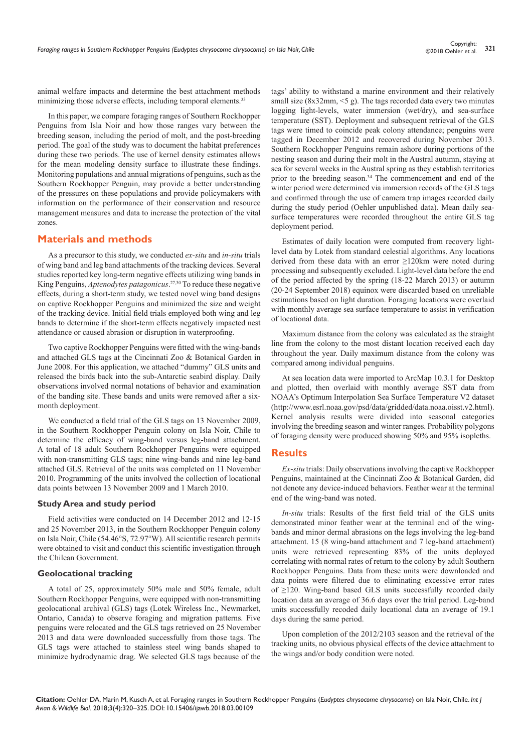animal welfare impacts and determine the best attachment methods minimizing those adverse effects, including temporal elements.[33]

In this paper, we compare foraging ranges of Southern Rockhopper Penguins from Isla Noir and how those ranges vary between the breeding season, including the period of molt, and the post-breeding period. The goal of the study was to document the habitat preferences during these two periods. The use of kernel density estimates allows for the mean modeling density surface to illustrate these findings. Monitoring populations and annual migrations of penguins, such as the Southern Rockhopper Penguin, may provide a better understanding of the pressures on these populations and provide policymakers with information on the performance of their conservation and resource management measures and data to increase the protection of the vital zones.

## Materials and methods

As a precursor to this study, we conducted *ex-situ* and *in-situ* trials of wing band and leg band attachments of the tracking devices. Several studies reported key long-term negative effects utilizing wing bands in King Penguins, *Aptenodytes patagonicus*.[27,30] To reduce these negative effects, during a short-term study, we tested novel wing band designs on captive Rockhopper Penguins and minimized the size and weight of the tracking device. Initial field trials employed both wing and leg bands to determine if the short-term effects negatively impacted nest attendance or caused abrasion or disruption in waterproofing.

Two captive Rockhopper Penguins were fitted with the wing-bands and attached GLS tags at the Cincinnati Zoo & Botanical Garden in June 2008. For this application, we attached "dummy" GLS units and released the birds back into the sub-Antarctic seabird display. Daily observations involved normal notations of behavior and examination of the banding site. These bands and units were removed after a six-month deployment.

We conducted a field trial of the GLS tags on 13 November 2009, in the Southern Rockhopper Penguin colony on Isla Noir, Chile to determine the efficacy of wing-band versus leg-band attachment. A total of 18 adult Southern Rockhopper Penguins were equipped with non-transmitting GLS tags; nine wing-bands and nine leg-band attached GLS. Retrieval of the units was completed on 11 November 2010. Programming of the units involved the collection of locational data points between 13 November 2009 and 1 March 2010.

### Study Area and study period

Field activities were conducted on 14 December 2012 and 12-15 and 25 November 2013, in the Southern Rockhopper Penguin colony on Isla Noir, Chile (54.46°S, 72.97°W). All scientific research permits were obtained to visit and conduct this scientific investigation through the Chilean Government.

### Geolocational tracking

A total of 25, approximately 50% male and 50% female, adult Southern Rockhopper Penguins, were equipped with non-transmitting geolocational archival (GLS) tags (Lotek Wireless Inc., Newmarket, Ontario, Canada) to observe foraging and migration patterns. Five penguins were relocated and the GLS tags retrieved on 25 November 2013 and data were downloaded successfully from those tags. The GLS tags were attached to stainless steel wing bands shaped to minimize hydrodynamic drag. We selected GLS tags because of the tags' ability to withstand a marine environment and their relatively small size (8x32mm, <5 g). The tags recorded data every two minutes logging light-levels, water immersion (wet/dry), and sea-surface temperature (SST). Deployment and subsequent retrieval of the GLS tags were timed to coincide peak colony attendance; penguins were tagged in December 2012 and recovered during November 2013. Southern Rockhopper Penguins remain ashore during portions of the nesting season and during their molt in the Austral autumn, staying at sea for several weeks in the Austral spring as they establish territories prior to the breeding season.[34] The commencement and end of the winter period were determined via immersion records of the GLS tags and confirmed through the use of camera trap images recorded daily during the study period (Oehler unpublished data). Mean daily sea-surface temperatures were recorded throughout the entire GLS tag deployment period.

Estimates of daily location were computed from recovery light-level data by Lotek from standard celestial algorithms. Any locations derived from these data with an error ≥120km were noted during processing and subsequently excluded. Light-level data before the end of the period affected by the spring (18-22 March 2013) or autumn (20-24 September 2018) equinox were discarded based on unreliable estimations based on light duration. Foraging locations were overlaid with monthly average sea surface temperature to assist in verification of locational data.

Maximum distance from the colony was calculated as the straight line from the colony to the most distant location received each day throughout the year. Daily maximum distance from the colony was compared among individual penguins.

At sea location data were imported to ArcMap 10.3.1 for Desktop and plotted, then overlaid with monthly average SST data from NOAA's Optimum Interpolation Sea Surface Temperature V2 dataset (http://www.esrl.noaa.gov/psd/data/gridded/data.noaa.oisst.v2.html). Kernel analysis results were divided into seasonal categories involving the breeding season and winter ranges. Probability polygons of foraging density were produced showing 50% and 95% isopleths.

## Results

*Ex-situ* trials: Daily observations involving the captive Rockhopper Penguins, maintained at the Cincinnati Zoo & Botanical Garden, did not denote any device-induced behaviors. Feather wear at the terminal end of the wing-band was noted.

*In-situ* trials: Results of the first field trial of the GLS units demonstrated minor feather wear at the terminal end of the wing-bands and minor dermal abrasions on the legs involving the leg-band attachment. 15 (8 wing-band attachment and 7 leg-band attachment) units were retrieved representing 83% of the units deployed correlating with normal rates of return to the colony by adult Southern Rockhopper Penguins. Data from these units were downloaded and data points were filtered due to eliminating excessive error rates of ≥120. Wing-band based GLS units successfully recorded daily location data an average of 36.6 days over the trial period. Leg-band units successfully recoded daily locational data an average of 19.1 days during the same period.

Upon completion of the 2012/2103 season and the retrieval of the tracking units, no obvious physical effects of the device attachment to the wings and/or body condition were noted.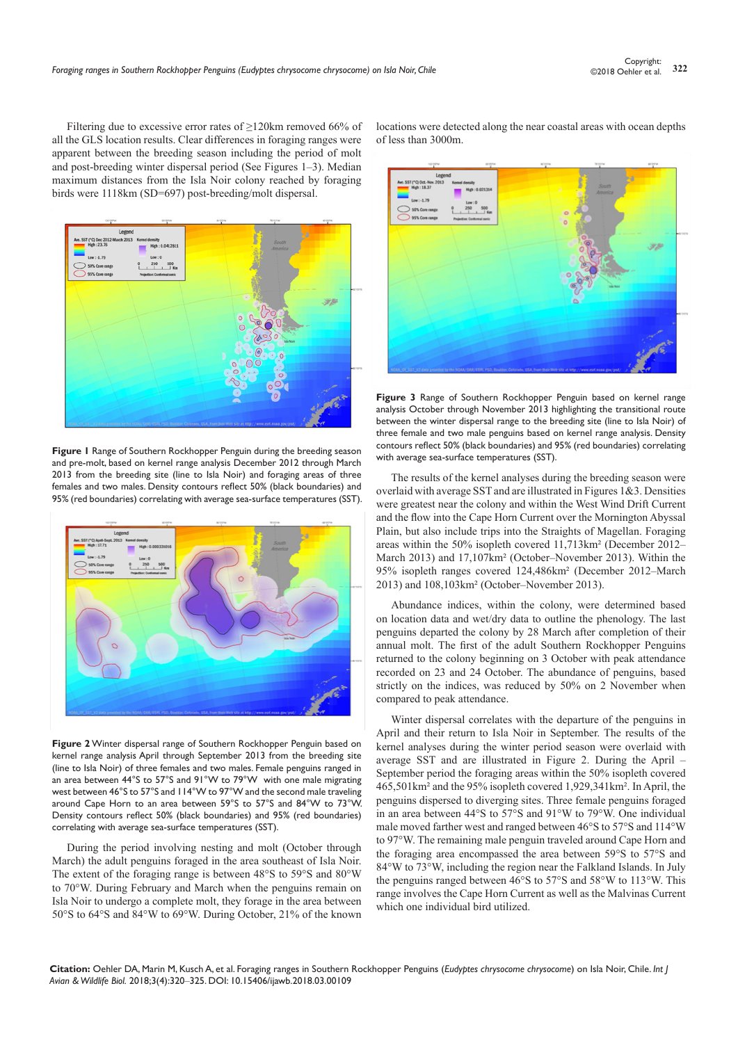Filtering due to excessive error rates of ≥120km removed 66% of all the GLS location results. Clear differences in foraging ranges were apparent between the breeding season including the period of molt and post-breeding winter dispersal period (See Figures 1–3). Median maximum distances from the Isla Noir colony reached by foraging birds were 1118km (SD=697) post-breeding/molt dispersal.

**Figure 1** Range of Southern Rockhopper Penguin during the breeding season and pre-molt, based on kernel range analysis December 2012 through March 2013 from the breeding site (line to Isla Noir) and foraging areas of three females and two males. Density contours reflect 50% (black boundaries) and 95% (red boundaries) correlating with average sea-surface temperatures (SST).

**Figure 2** Winter dispersal range of Southern Rockhopper Penguin based on kernel range analysis April through September 2013 from the breeding site (line to Isla Noir) of three females and two males. Female penguins ranged in an area between 44°S to 57°S and 91°W to 79°W with one male migrating west between 46°S to 57°S and 114°W to 97°W and the second male traveling around Cape Horn to an area between 59°S to 57°S and 84°W to 73°W. Density contours reflect 50% (black boundaries) and 95% (red boundaries) correlating with average sea-surface temperatures (SST).

During the period involving nesting and molt (October through March) the adult penguins foraged in the area southeast of Isla Noir. The extent of the foraging range is between 48°S to 59°S and 80°W to 70°W. During February and March when the penguins remain on Isla Noir to undergo a complete molt, they forage in the area between 50°S to 64°S and 84°W to 69°W. During October, 21% of the known locations were detected along the near coastal areas with ocean depths of less than 3000m.

**Figure 3** Range of Southern Rockhopper Penguin based on kernel range analysis October through November 2013 highlighting the transitional route between the winter dispersal range to the breeding site (line to Isla Noir) of three female and two male penguins based on kernel range analysis. Density contours reflect 50% (black boundaries) and 95% (red boundaries) correlating with average sea-surface temperatures (SST).

The results of the kernel analyses during the breeding season were overlaid with average SST and are illustrated in Figures 1&3. Densities were greatest near the colony and within the West Wind Drift Current and the flow into the Cape Horn Current over the Mornington Abyssal Plain, but also include trips into the Straights of Magellan. Foraging areas within the 50% isopleth covered 11,713km² (December 2012–March 2013) and 17,107km² (October–November 2013). Within the 95% isopleth ranges covered 124,486km² (December 2012–March 2013) and 108,103km² (October–November 2013).

Abundance indices, within the colony, were determined based on location data and wet/dry data to outline the phenology. The last penguins departed the colony by 28 March after completion of their annual molt. The first of the adult Southern Rockhopper Penguins returned to the colony beginning on 3 October with peak attendance recorded on 23 and 24 October. The abundance of penguins, based strictly on the indices, was reduced by 50% on 2 November when compared to peak attendance.

Winter dispersal correlates with the departure of the penguins in April and their return to Isla Noir in September. The results of the kernel analyses during the winter period season were overlaid with average SST and are illustrated in Figure 2. During the April – September period the foraging areas within the 50% isopleth covered 465,501km² and the 95% isopleth covered 1,929,341km². In April, the penguins dispersed to diverging sites. Three female penguins foraged in an area between 44°S to 57°S and 91°W to 79°W. One individual male moved farther west and ranged between 46°S to 57°S and 114°W to 97°W. The remaining male penguin traveled around Cape Horn and the foraging area encompassed the area between 59°S to 57°S and 84°W to 73°W, including the region near the Falkland Islands. In July the penguins ranged between 46°S to 57°S and 58°W to 113°W. This range involves the Cape Horn Current as well as the Malvinas Current which one individual bird utilized.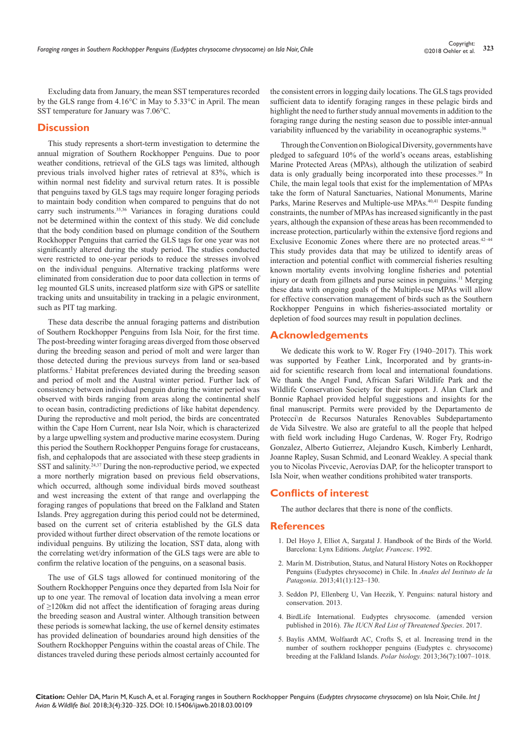Excluding data from January, the mean SST temperatures recorded by the GLS range from 4.16°C in May to 5.33°C in April. The mean SST temperature for January was 7.06°C.

## Discussion

This study represents a short-term investigation to determine the annual migration of Southern Rockhopper Penguins. Due to poor weather conditions, retrieval of the GLS tags was limited, although previous trials involved higher rates of retrieval at 83%, which is within normal nest fidelity and survival return rates. It is possible that penguins taxed by GLS tags may require longer foraging periods to maintain body condition when compared to penguins that do not carry such instruments.[35,36] Variances in foraging durations could not be determined within the context of this study. We did conclude that the body condition based on plumage condition of the Southern Rockhopper Penguins that carried the GLS tags for one year was not significantly altered during the study period. The studies conducted were restricted to one-year periods to reduce the stresses involved on the individual penguins. Alternative tracking platforms were eliminated from consideration due to poor data collection in terms of leg mounted GLS units, increased platform size with GPS or satellite tracking units and unsuitability in tracking in a pelagic environment, such as PIT tag marking.

These data describe the annual foraging patterns and distribution of Southern Rockhopper Penguins from Isla Noir, for the first time. The post-breeding winter foraging areas diverged from those observed during the breeding season and period of molt and were larger than those detected during the previous surveys from land or sea-based platforms.[2] Habitat preferences deviated during the breeding season and period of molt and the Austral winter period. Further lack of consistency between individual penguin during the winter period was observed with birds ranging from areas along the continental shelf to ocean basin, contradicting predictions of like habitat dependency. During the reproductive and molt period, the birds are concentrated within the Cape Horn Current, near Isla Noir, which is characterized by a large upwelling system and productive marine ecosystem. During this period the Southern Rockhopper Penguins forage for crustaceans, fish, and cephalopods that are associated with these steep gradients in SST and salinity.[24,37] During the non-reproductive period, we expected a more northerly migration based on previous field observations, which occurred, although some individual birds moved southeast and west increasing the extent of that range and overlapping the foraging ranges of populations that breed on the Falkland and Staten Islands. Prey aggregation during this period could not be determined, based on the current set of criteria established by the GLS data provided without further direct observation of the remote locations or individual penguins. By utilizing the location, SST data, along with the correlating wet/dry information of the GLS tags were are able to confirm the relative location of the penguins, on a seasonal basis.

The use of GLS tags allowed for continued monitoring of the Southern Rockhopper Penguins once they departed from Isla Noir for up to one year. The removal of location data involving a mean error of ≥120km did not affect the identification of foraging areas during the breeding season and Austral winter. Although transition between these periods is somewhat lacking, the use of kernel density estimates has provided delineation of boundaries around high densities of the Southern Rockhopper Penguins within the coastal areas of Chile. The distances traveled during these periods almost certainly accounted for the consistent errors in logging daily locations. The GLS tags provided sufficient data to identify foraging ranges in these pelagic birds and highlight the need to further study annual movements in addition to the foraging range during the nesting season due to possible inter-annual variability influenced by the variability in oceanographic systems.[38]

Through the Convention on Biological Diversity, governments have pledged to safeguard 10% of the world's oceans areas, establishing Marine Protected Areas (MPAs), although the utilization of seabird data is only gradually being incorporated into these processes.[39] In Chile, the main legal tools that exist for the implementation of MPAs take the form of Natural Sanctuaries, National Monuments, Marine Parks, Marine Reserves and Multiple-use MPAs.[40,41] Despite funding constraints, the number of MPAs has increased significantly in the past years, although the expansion of these areas has been recommended to increase protection, particularly within the extensive fjord regions and Exclusive Economic Zones where there are no protected areas.[42–44] This study provides data that may be utilized to identify areas of interaction and potential conflict with commercial fisheries resulting known mortality events involving longline fisheries and potential injury or death from gillnets and purse seines in penguins.[11] Merging these data with ongoing goals of the Multiple-use MPAs will allow for effective conservation management of birds such as the Southern Rockhopper Penguins in which fisheries-associated mortality or depletion of food sources may result in population declines.

## Acknowledgements

We dedicate this work to W. Roger Fry (1940–2017). This work was supported by Feather Link, Incorporated and by grants-in-aid for scientific research from local and international foundations. We thank the Angel Fund, African Safari Wildlife Park and the Wildlife Conservation Society for their support. J. Alan Clark and Bonnie Raphael provided helpful suggestions and insights for the final manuscript. Permits were provided by the Departamento de Protecci\n de Recursos Naturales Renovables Subdepartamento de Vida Silvestre. We also are grateful to all the people that helped with field work including Hugo Cardenas, W. Roger Fry, Rodrigo Gonzalez, Alberto Gutierrez, Alejandro Kusch, Kimberly Lenhardt, Joanne Rapley, Susan Schmid, and Leonard Weakley. A special thank you to Nicolas Pivcevic, Aerovías DAP, for the helicopter transport to Isla Noir, when weather conditions prohibited water transports.

## Conflicts of interest

The author declares that there is none of the conflicts.

## References

1. Del Hoyo J, Elliot A, Sargatal J. Handbook of the Birds of the World. Barcelona: Lynx Editions. *Jutglar, Francesc*. 1992.
2. Marín M. Distribution, Status, and Natural History Notes on Rockhopper Penguins (Eudyptes chrysocome) in Chile. In *Anales del Instituto de la Patagonia*. 2013;41(1):123–130.
3. Seddon PJ, Ellenberg U, Van Heezik, Y. Penguins: natural history and conservation. 2013.
4. BirdLife International. Eudyptes chrysocome. (amended version published in 2016). *The IUCN Red List of Threatened Species*. 2017.
5. Baylis AMM, Wolfaardt AC, Crofts S, et al. Increasing trend in the number of southern rockhopper penguins (Eudyptes c. chrysocome) breeding at the Falkland Islands. *Polar biology.* 2013;36(7):1007–1018.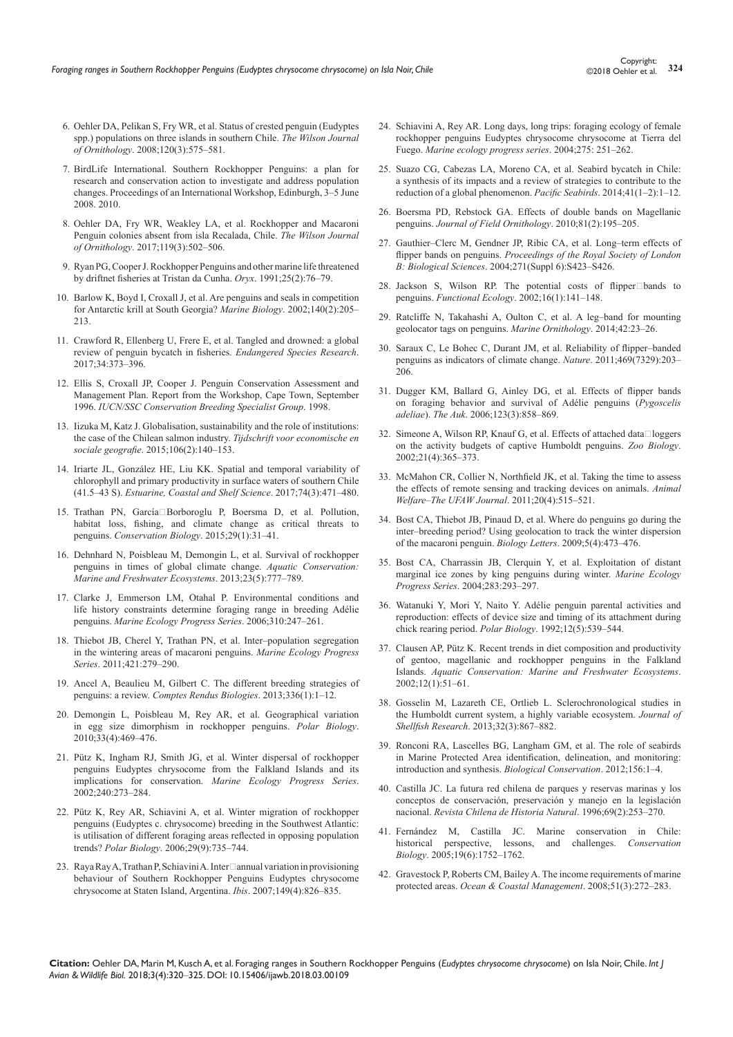6. Oehler DA, Pelikan S, Fry WR, et al. Status of crested penguin (Eudyptes spp.) populations on three islands in southern Chile. *The Wilson Journal of Ornithology*. 2008;120(3):575–581.
7. BirdLife International. Southern Rockhopper Penguins: a plan for research and conservation action to investigate and address population changes. Proceedings of an International Workshop, Edinburgh, 3–5 June 2008. 2010.
8. Oehler DA, Fry WR, Weakley LA, et al. Rockhopper and Macaroni Penguin colonies absent from isla Recalada, Chile. *The Wilson Journal of Ornithology*. 2017;119(3):502–506.
9. Ryan PG, Cooper J. Rockhopper Penguins and other marine life threatened by driftnet fisheries at Tristan da Cunha. *Oryx*. 1991;25(2):76–79.
10. Barlow K, Boyd I, Croxall J, et al. Are penguins and seals in competition for Antarctic krill at South Georgia? *Marine Biology*. 2002;140(2):205–213.
11. Crawford R, Ellenberg U, Frere E, et al. Tangled and drowned: a global review of penguin bycatch in fisheries. *Endangered Species Research*. 2017;34:373–396.
12. Ellis S, Croxall JP, Cooper J. Penguin Conservation Assessment and Management Plan. Report from the Workshop, Cape Town, September 1996. *IUCN/SSC Conservation Breeding Specialist Group*. 1998.
13. Iizuka M, Katz J. Globalisation, sustainability and the role of institutions: the case of the Chilean salmon industry. *Tijdschrift voor economische en sociale geografie*. 2015;106(2):140–153.
14. Iriarte JL, González HE, Liu KK. Spatial and temporal variability of chlorophyll and primary productivity in surface waters of southern Chile (41.5–43 S). *Estuarine, Coastal and Shelf Science*. 2017;74(3):471–480.
15. Trathan PN, García‐Borboroglu P, Boersma D, et al. Pollution, habitat loss, fishing, and climate change as critical threats to penguins. *Conservation Biology*. 2015;29(1):31–41.
16. Dehnhard N, Poisbleau M, Demongin L, et al. Survival of rockhopper penguins in times of global climate change. *Aquatic Conservation: Marine and Freshwater Ecosystems*. 2013;23(5):777–789.
17. Clarke J, Emmerson LM, Otahal P. Environmental conditions and life history constraints determine foraging range in breeding Adélie penguins. *Marine Ecology Progress Series*. 2006;310:247–261.
18. Thiebot JB, Cherel Y, Trathan PN, et al. Inter–population segregation in the wintering areas of macaroni penguins. *Marine Ecology Progress Series*. 2011;421:279–290.
19. Ancel A, Beaulieu M, Gilbert C. The different breeding strategies of penguins: a review. *Comptes Rendus Biologies*. 2013;336(1):1–12.
20. Demongin L, Poisbleau M, Rey AR, et al. Geographical variation in egg size dimorphism in rockhopper penguins. *Polar Biology*. 2010;33(4):469–476.
21. Pütz K, Ingham RJ, Smith JG, et al. Winter dispersal of rockhopper penguins Eudyptes chrysocome from the Falkland Islands and its implications for conservation. *Marine Ecology Progress Series*. 2002;240:273–284.
22. Pütz K, Rey AR, Schiavini A, et al. Winter migration of rockhopper penguins (Eudyptes c. chrysocome) breeding in the Southwest Atlantic: is utilisation of different foraging areas reflected in opposing population trends? *Polar Biology*. 2006;29(9):735–744.
23. Raya Rey A, Trathan P, Schiavini A. Inter‐annual variation in provisioning behaviour of Southern Rockhopper Penguins Eudyptes chrysocome chrysocome at Staten Island, Argentina. *Ibis*. 2007;149(4):826–835.
24. Schiavini A, Rey AR. Long days, long trips: foraging ecology of female rockhopper penguins Eudyptes chrysocome chrysocome at Tierra del Fuego. *Marine ecology progress series*. 2004;275: 251–262.
25. Suazo CG, Cabezas LA, Moreno CA, et al. Seabird bycatch in Chile: a synthesis of its impacts and a review of strategies to contribute to the reduction of a global phenomenon. *Pacific Seabirds*. 2014;41(1–2):1–12.
26. Boersma PD, Rebstock GA. Effects of double bands on Magellanic penguins. *Journal of Field Ornithology*. 2010;81(2):195–205.
27. Gauthier–Clerc M, Gendner JP, Ribic CA, et al. Long–term effects of flipper bands on penguins. *Proceedings of the Royal Society of London B: Biological Sciences*. 2004;271(Suppl 6):S423–S426.
28. Jackson S, Wilson RP. The potential costs of flipper‐bands to penguins. *Functional Ecology*. 2002;16(1):141–148.
29. Ratcliffe N, Takahashi A, Oulton C, et al. A leg–band for mounting geolocator tags on penguins. *Marine Ornithology*. 2014;42:23–26.
30. Saraux C, Le Bohec C, Durant JM, et al. Reliability of flipper–banded penguins as indicators of climate change. *Nature*. 2011;469(7329):203–206.
31. Dugger KM, Ballard G, Ainley DG, et al. Effects of flipper bands on foraging behavior and survival of Adélie penguins (*Pygoscelis adeliae*). *The Auk*. 2006;123(3):858–869.
32. Simeone A, Wilson RP, Knauf G, et al. Effects of attached data‐loggers on the activity budgets of captive Humboldt penguins. *Zoo Biology*. 2002;21(4):365–373.
33. McMahon CR, Collier N, Northfield JK, et al. Taking the time to assess the effects of remote sensing and tracking devices on animals. *Animal Welfare–The UFAW Journal*. 2011;20(4):515–521.
34. Bost CA, Thiebot JB, Pinaud D, et al. Where do penguins go during the inter–breeding period? Using geolocation to track the winter dispersion of the macaroni penguin. *Biology Letters*. 2009;5(4):473–476.
35. Bost CA, Charrassin JB, Clerquin Y, et al. Exploitation of distant marginal ice zones by king penguins during winter. *Marine Ecology Progress Series*. 2004;283:293–297.
36. Watanuki Y, Mori Y, Naito Y. Adélie penguin parental activities and reproduction: effects of device size and timing of its attachment during chick rearing period. *Polar Biology*. 1992;12(5):539–544.
37. Clausen AP, Pütz K. Recent trends in diet composition and productivity of gentoo, magellanic and rockhopper penguins in the Falkland Islands. *Aquatic Conservation: Marine and Freshwater Ecosystems*. 2002;12(1):51–61.
38. Gosselin M, Lazareth CE, Ortlieb L. Sclerochronological studies in the Humboldt current system, a highly variable ecosystem. *Journal of Shellfish Research*. 2013;32(3):867–882.
39. Ronconi RA, Lascelles BG, Langham GM, et al. The role of seabirds in Marine Protected Area identification, delineation, and monitoring: introduction and synthesis. *Biological Conservation*. 2012;156:1–4.
40. Castilla JC. La futura red chilena de parques y reservas marinas y los conceptos de conservación, preservación y manejo en la legislación nacional. *Revista Chilena de Historia Natural*. 1996;69(2):253–270.
41. Fernández M, Castilla JC. Marine conservation in Chile: historical perspective, lessons, and challenges. *Conservation Biology*. 2005;19(6):1752–1762.
42. Gravestock P, Roberts CM, Bailey A. The income requirements of marine protected areas. *Ocean & Coastal Management*. 2008;51(3):272–283.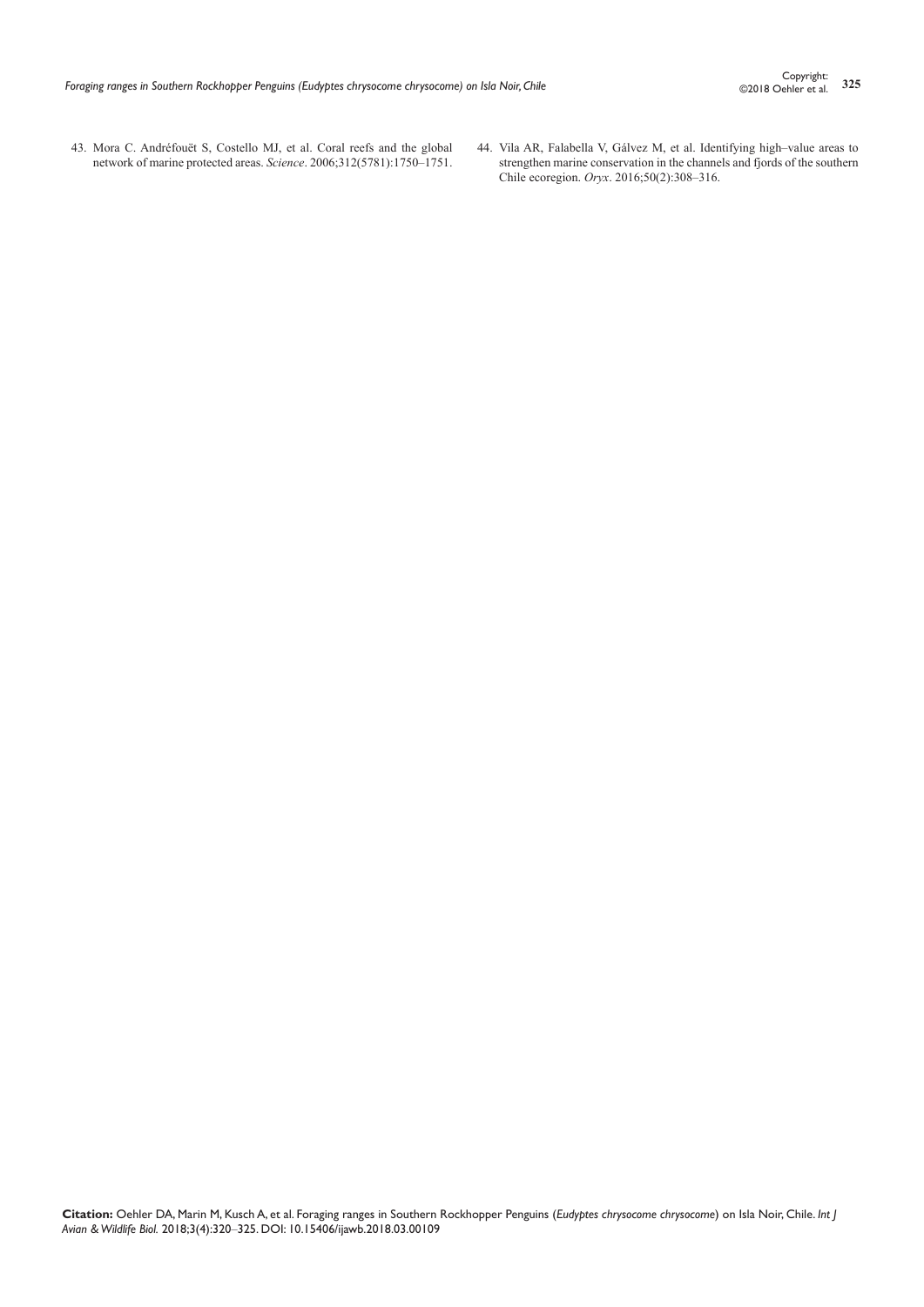43. Mora C. Andréfouët S, Costello MJ, et al. Coral reefs and the global network of marine protected areas. *Science*. 2006;312(5781):1750–1751.
44. Vila AR, Falabella V, Gálvez M, et al. Identifying high–value areas to strengthen marine conservation in the channels and fjords of the southern Chile ecoregion. *Oryx*. 2016;50(2):308–316.

**Citation:** Oehler DA, Marin M, Kusch A, et al. Foraging ranges in Southern Rockhopper Penguins (*Eudyptes chrysocome chrysocome*) on Isla Noir, Chile. *Int J Avian & Wildlife Biol.* 2018;3(4):320–325. DOI: 10.15406/ijawb.2018.03.00109